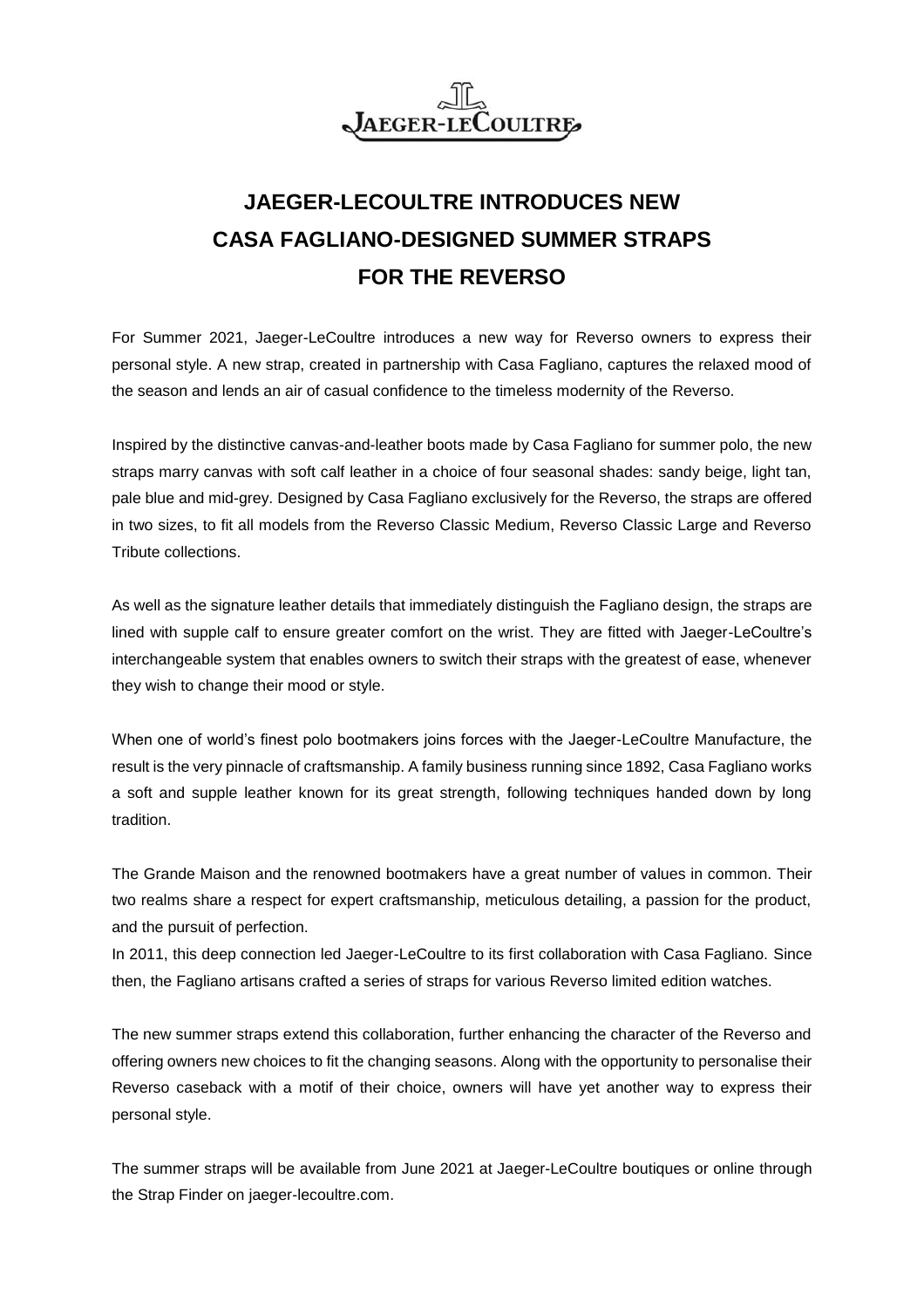# JAEGER-LECOULTRE INTRODUCES NEW CASA FAGLIANO-DESIGNED SUMMER STRAPS FOR THE REVERSO

For Summer 2021, Jaeger-LeCoultre introduces a new way for Reverso owners to express their personal style. A new strap, created in partnership with Casa Fagliano, captures the relaxed mood of the season and lends an air of casual confidence to the timeless modernity of the Reverso.

Inspired by the distinctive canvas-and-leather boots made by Casa Fagliano for summer polo, the new straps marry canvas with soft calf leather in a choice of four seasonal shades: sandy beige, light tan, pale blue and mid-grey. Designed by Casa Fagliano exclusively for the Reverso, the straps are offered in two sizes, to fit all models from the Reverso Classic Medium, Reverso Classic Large and Reverso Tribute collections.

As well as the signature leather details that immediately distinguish the Fagliano design, the straps are lined with supple calf to ensure greater comfort on the wrist. They are fitted with Jaeger-LeCoultre's interchangeable system that enables owners to switch their straps with the greatest of ease, whenever they wish to change their mood or style.

When one of world's finest polo bootmakers joins forces with the Jaeger-LeCoultre Manufacture, the result is the very pinnacle of craftsmanship. A family business running since 1892, Casa Fagliano works a soft and supple leather known for its great strength, following techniques handed down by long tradition.

The Grande Maison and the renowned bootmakers have a great number of values in common. Their two realms share a respect for expert craftsmanship, meticulous detailing, a passion for the product, and the pursuit of perfection.

In 2011, this deep connection led Jaeger-LeCoultre to its first collaboration with Casa Fagliano. Since then, the Fagliano artisans crafted a series of straps for various Reverso limited edition watches.

The new summer straps extend this collaboration, further enhancing the character of the Reverso and offering owners new choices to fit the changing seasons. Along with the opportunity to personalise their Reverso caseback with a motif of their choice, owners will have yet another way to express their personal style.

The summer straps will be available from June 2021 at Jaeger-LeCoultre boutiques or online through the Strap Finder on jaeger-lecoultre.com.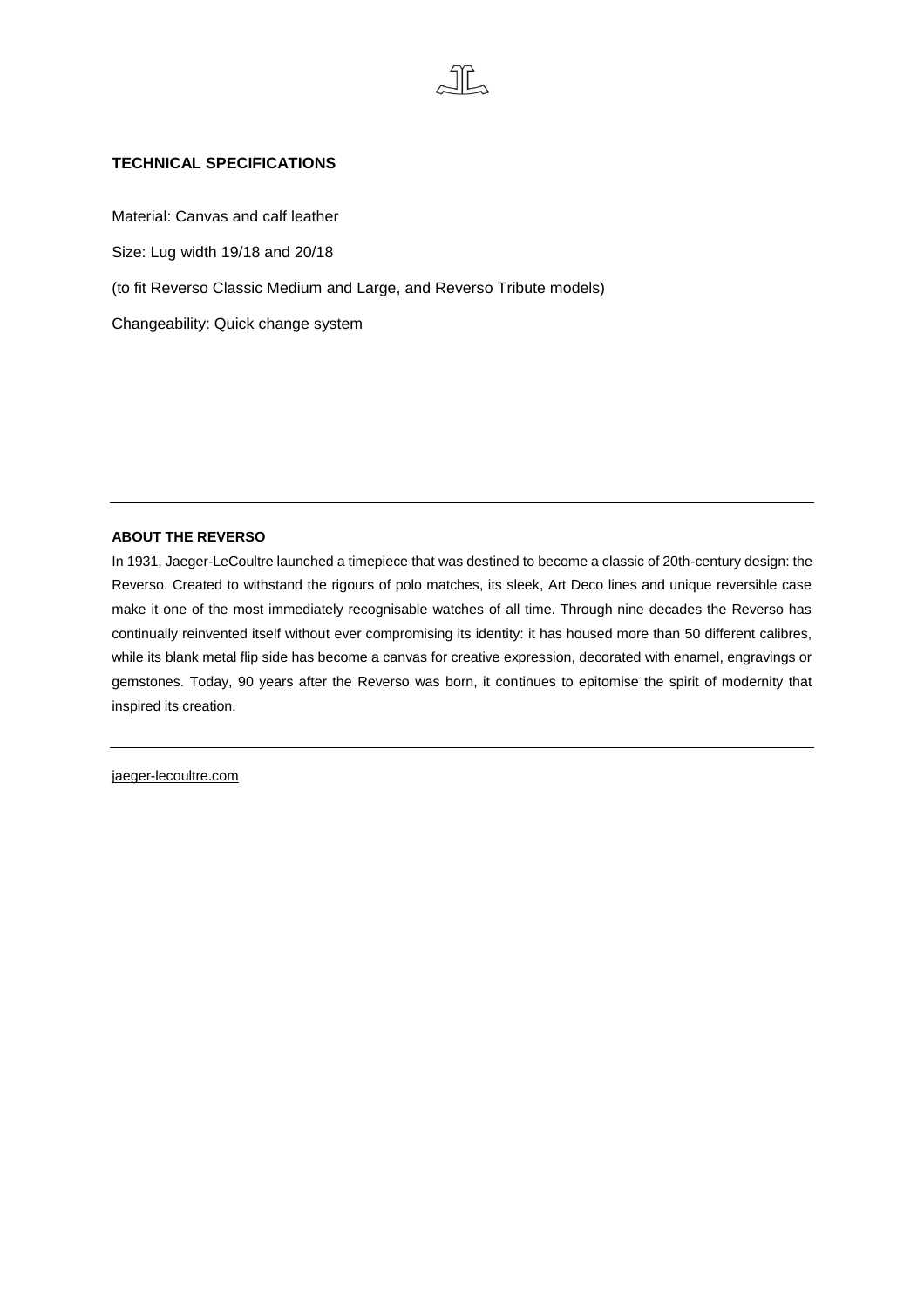## TECHNICAL SPECIFICATIONS

Material: Canvas and calf leather

Size: Lug width 19/18 and 20/18

(to fit Reverso Classic Medium and Large, and Reverso Tribute models)

Changeability: Quick change system

---

### ABOUT THE REVERSO

In 1931, Jaeger-LeCoultre launched a timepiece that was destined to become a classic of 20th-century design: the Reverso. Created to withstand the rigours of polo matches, its sleek, Art Deco lines and unique reversible case make it one of the most immediately recognisable watches of all time. Through nine decades the Reverso has continually reinvented itself without ever compromising its identity: it has housed more than 50 different calibres, while its blank metal flip side has become a canvas for creative expression, decorated with enamel, engravings or gemstones. Today, 90 years after the Reverso was born, it continues to epitomise the spirit of modernity that inspired its creation.

---

jaeger-lecoultre.com